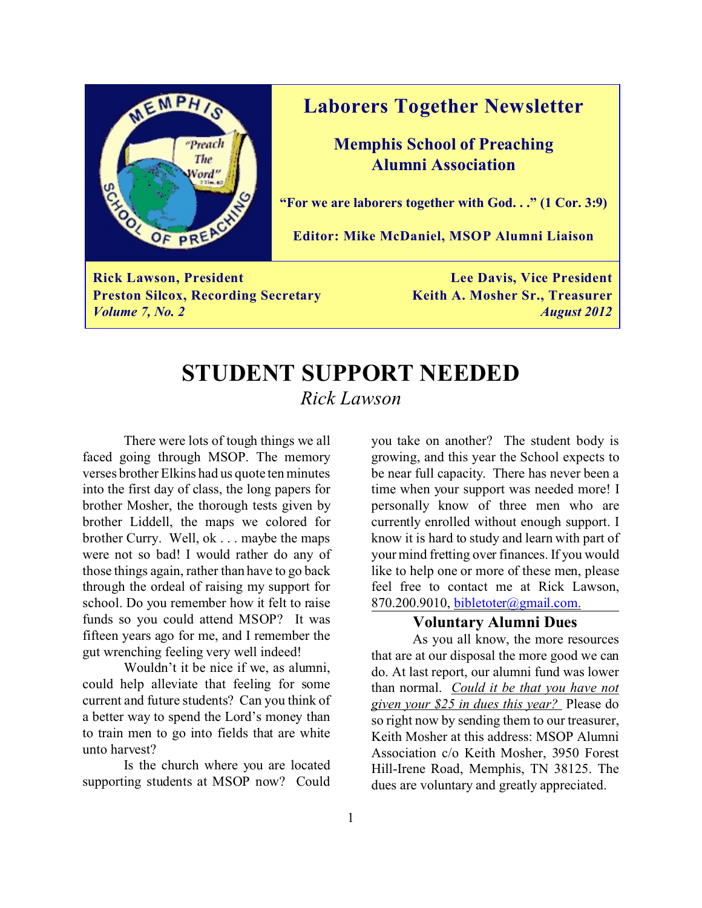# Laborers Together Newsletter

## Memphis School of Preaching Alumni Association

**"For we are laborers together with God. . ." (1 Cor. 3:9)**

**Editor: Mike McDaniel, MSOP Alumni Liaison**

**Rick Lawson, President**
**Lee Davis, Vice President**
**Preston Silcox, Recording Secretary**
**Keith A. Mosher Sr., Treasurer**
***Volume 7, No. 2***
***August 2012***

# STUDENT SUPPORT NEEDED

*Rick Lawson*

There were lots of tough things we all faced going through MSOP. The memory verses brother Elkins had us quote ten minutes into the first day of class, the long papers for brother Mosher, the thorough tests given by brother Liddell, the maps we colored for brother Curry. Well, ok . . . maybe the maps were not so bad! I would rather do any of those things again, rather than have to go back through the ordeal of raising my support for school. Do you remember how it felt to raise funds so you could attend MSOP? It was fifteen years ago for me, and I remember the gut wrenching feeling very well indeed!

Wouldn't it be nice if we, as alumni, could help alleviate that feeling for some current and future students? Can you think of a better way to spend the Lord's money than to train men to go into fields that are white unto harvest?

Is the church where you are located supporting students at MSOP now? Could you take on another? The student body is growing, and this year the School expects to be near full capacity. There has never been a time when your support was needed more! I personally know of three men who are currently enrolled without enough support. I know it is hard to study and learn with part of your mind fretting over finances. If you would like to help one or more of these men, please feel free to contact me at Rick Lawson, 870.200.9010, bibletoter@gmail.com.

### Voluntary Alumni Dues

As you all know, the more resources that are at our disposal the more good we can do. At last report, our alumni fund was lower than normal. *Could it be that you have not given your $25 in dues this year?* Please do so right now by sending them to our treasurer, Keith Mosher at this address: MSOP Alumni Association c/o Keith Mosher, 3950 Forest Hill-Irene Road, Memphis, TN 38125. The dues are voluntary and greatly appreciated.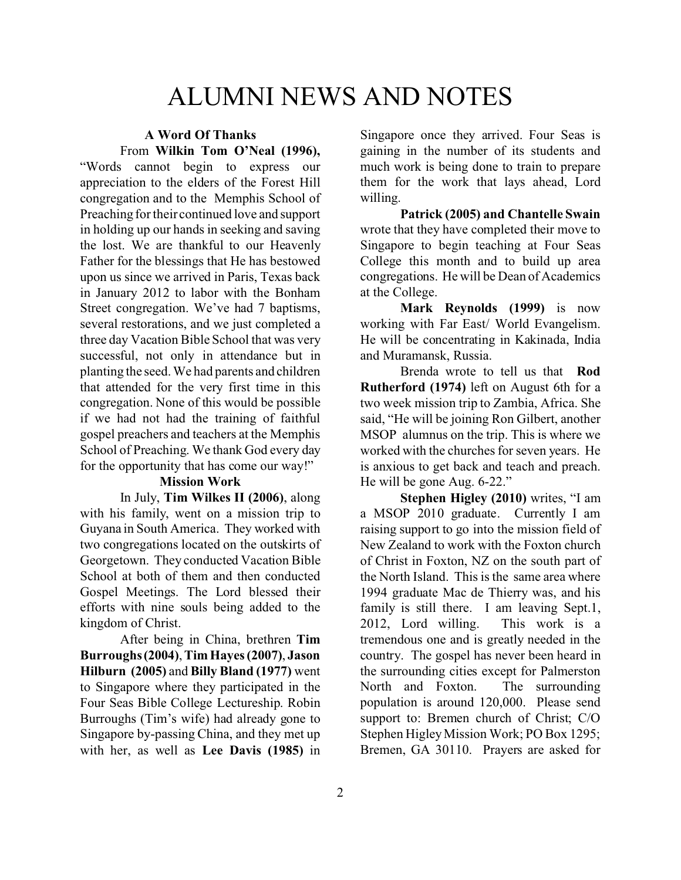# ALUMNI NEWS AND NOTES

### A Word Of Thanks

From **Wilkin Tom O'Neal (1996),** "Words cannot begin to express our appreciation to the elders of the Forest Hill congregation and to the Memphis School of Preaching for their continued love and support in holding up our hands in seeking and saving the lost. We are thankful to our Heavenly Father for the blessings that He has bestowed upon us since we arrived in Paris, Texas back in January 2012 to labor with the Bonham Street congregation. We've had 7 baptisms, several restorations, and we just completed a three day Vacation Bible School that was very successful, not only in attendance but in planting the seed. We had parents and children that attended for the very first time in this congregation. None of this would be possible if we had not had the training of faithful gospel preachers and teachers at the Memphis School of Preaching. We thank God every day for the opportunity that has come our way!"

### Mission Work

In July, **Tim Wilkes II (2006)**, along with his family, went on a mission trip to Guyana in South America. They worked with two congregations located on the outskirts of Georgetown. They conducted Vacation Bible School at both of them and then conducted Gospel Meetings. The Lord blessed their efforts with nine souls being added to the kingdom of Christ.

After being in China, brethren **Tim Burroughs (2004)**, **Tim Hayes (2007)**, **Jason Hilburn (2005)** and **Billy Bland (1977)** went to Singapore where they participated in the Four Seas Bible College Lectureship. Robin Burroughs (Tim's wife) had already gone to Singapore by-passing China, and they met up with her, as well as **Lee Davis (1985)** in Singapore once they arrived. Four Seas is gaining in the number of its students and much work is being done to train to prepare them for the work that lays ahead, Lord willing.

**Patrick (2005) and Chantelle Swain** wrote that they have completed their move to Singapore to begin teaching at Four Seas College this month and to build up area congregations. He will be Dean of Academics at the College.

**Mark Reynolds (1999)** is now working with Far East/ World Evangelism. He will be concentrating in Kakinada, India and Muramansk, Russia.

Brenda wrote to tell us that **Rod Rutherford (1974)** left on August 6th for a two week mission trip to Zambia, Africa. She said, "He will be joining Ron Gilbert, another MSOP alumnus on the trip. This is where we worked with the churches for seven years. He is anxious to get back and teach and preach. He will be gone Aug. 6-22."

**Stephen Higley (2010)** writes, "I am a MSOP 2010 graduate. Currently I am raising support to go into the mission field of New Zealand to work with the Foxton church of Christ in Foxton, NZ on the south part of the North Island. This is the same area where 1994 graduate Mac de Thierry was, and his family is still there. I am leaving Sept.1, 2012, Lord willing. This work is a tremendous one and is greatly needed in the country. The gospel has never been heard in the surrounding cities except for Palmerston North and Foxton. The surrounding population is around 120,000. Please send support to: Bremen church of Christ; C/O Stephen Higley Mission Work; PO Box 1295; Bremen, GA 30110. Prayers are asked for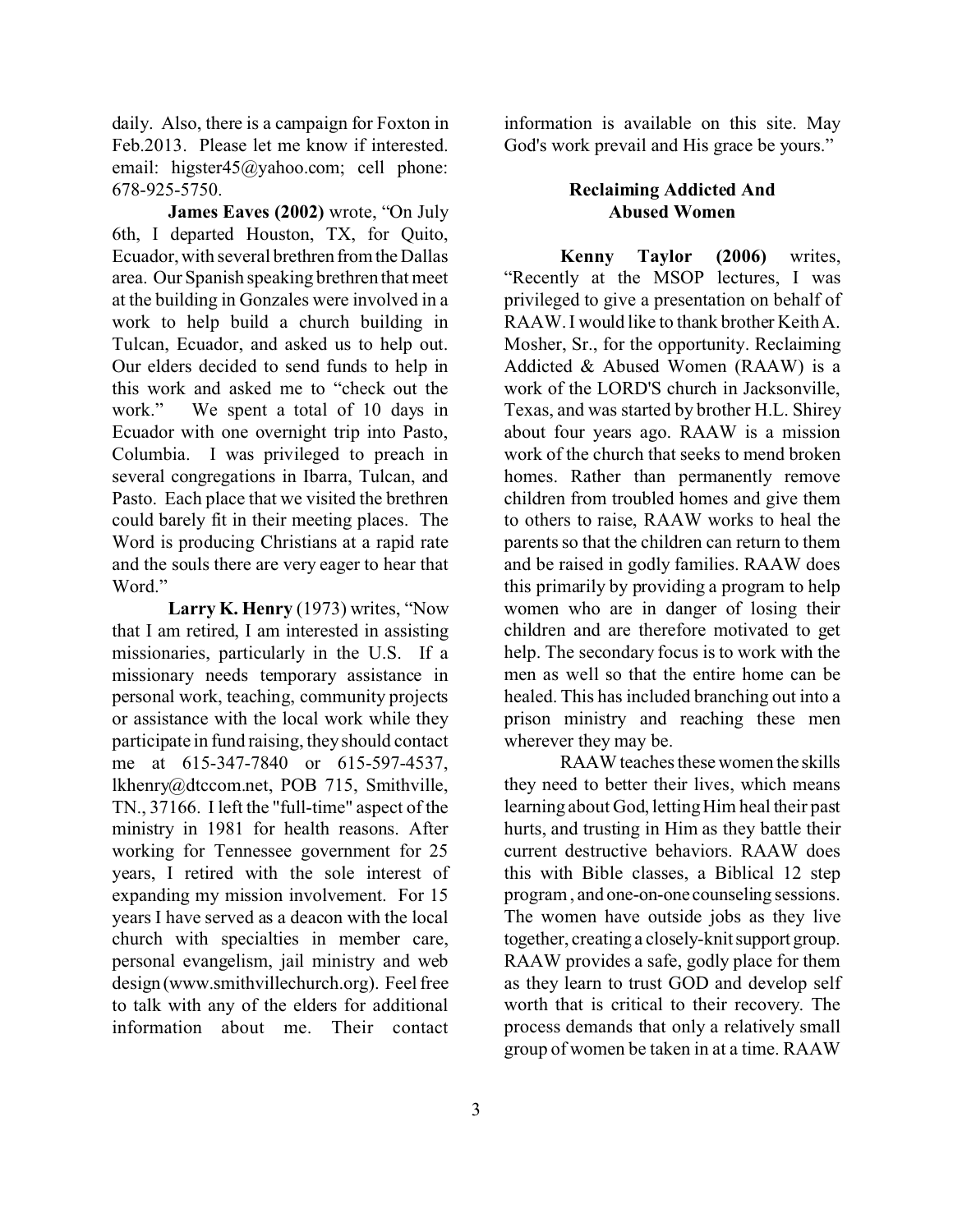daily. Also, there is a campaign for Foxton in Feb.2013. Please let me know if interested. email: higster45@yahoo.com; cell phone: 678-925-5750.

**James Eaves (2002)** wrote, "On July 6th, I departed Houston, TX, for Quito, Ecuador, with several brethren from the Dallas area. Our Spanish speaking brethren that meet at the building in Gonzales were involved in a work to help build a church building in Tulcan, Ecuador, and asked us to help out. Our elders decided to send funds to help in this work and asked me to "check out the work." We spent a total of 10 days in Ecuador with one overnight trip into Pasto, Columbia. I was privileged to preach in several congregations in Ibarra, Tulcan, and Pasto. Each place that we visited the brethren could barely fit in their meeting places. The Word is producing Christians at a rapid rate and the souls there are very eager to hear that Word."

**Larry K. Henry** (1973) writes, "Now that I am retired, I am interested in assisting missionaries, particularly in the U.S. If a missionary needs temporary assistance in personal work, teaching, community projects or assistance with the local work while they participate in fund raising, they should contact me at 615-347-7840 or 615-597-4537, lkhenry@dtccom.net, POB 715, Smithville, TN., 37166. I left the "full-time" aspect of the ministry in 1981 for health reasons. After working for Tennessee government for 25 years, I retired with the sole interest of expanding my mission involvement. For 15 years I have served as a deacon with the local church with specialties in member care, personal evangelism, jail ministry and web design (www.smithvillechurch.org). Feel free to talk with any of the elders for additional information about me. Their contact information is available on this site. May God's work prevail and His grace be yours."

### Reclaiming Addicted And Abused Women

**Kenny Taylor (2006)** writes, "Recently at the MSOP lectures, I was privileged to give a presentation on behalf of RAAW. I would like to thank brother Keith A. Mosher, Sr., for the opportunity. Reclaiming Addicted & Abused Women (RAAW) is a work of the LORD'S church in Jacksonville, Texas, and was started by brother H.L. Shirey about four years ago. RAAW is a mission work of the church that seeks to mend broken homes. Rather than permanently remove children from troubled homes and give them to others to raise, RAAW works to heal the parents so that the children can return to them and be raised in godly families. RAAW does this primarily by providing a program to help women who are in danger of losing their children and are therefore motivated to get help. The secondary focus is to work with the men as well so that the entire home can be healed. This has included branching out into a prison ministry and reaching these men wherever they may be.

RAAW teaches these women the skills they need to better their lives, which means learning about God, letting Him heal their past hurts, and trusting in Him as they battle their current destructive behaviors. RAAW does this with Bible classes, a Biblical 12 step program , and one-on-one counseling sessions. The women have outside jobs as they live together, creating a closely-knit support group. RAAW provides a safe, godly place for them as they learn to trust GOD and develop self worth that is critical to their recovery. The process demands that only a relatively small group of women be taken in at a time. RAAW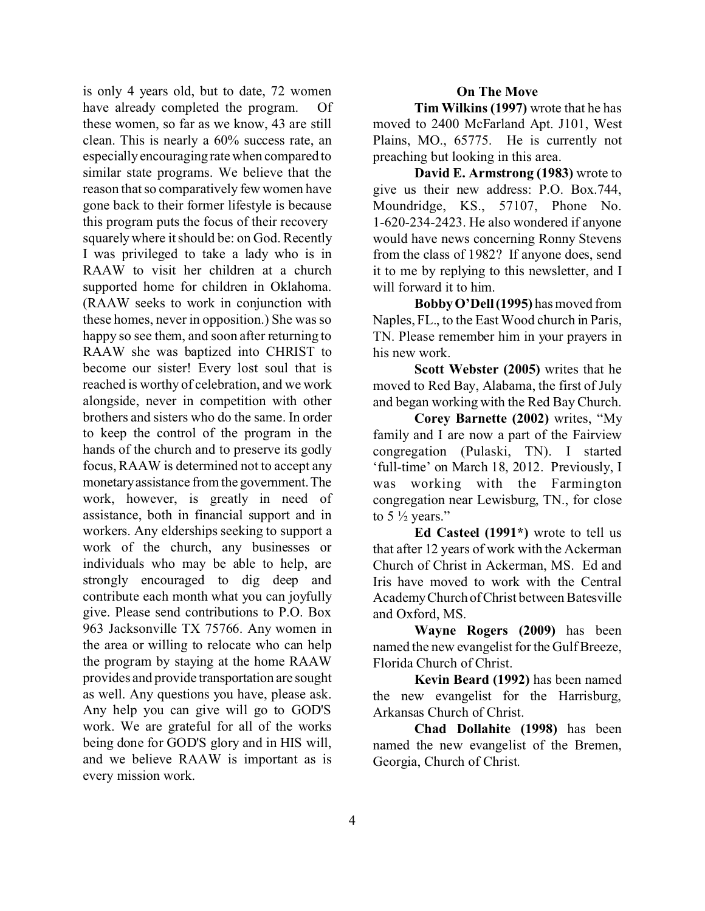is only 4 years old, but to date, 72 women have already completed the program. Of these women, so far as we know, 43 are still clean. This is nearly a 60% success rate, an especially encouraging rate when compared to similar state programs. We believe that the reason that so comparatively few women have gone back to their former lifestyle is because this program puts the focus of their recovery squarely where it should be: on God. Recently I was privileged to take a lady who is in RAAW to visit her children at a church supported home for children in Oklahoma. (RAAW seeks to work in conjunction with these homes, never in opposition.) She was so happy so see them, and soon after returning to RAAW she was baptized into CHRIST to become our sister! Every lost soul that is reached is worthy of celebration, and we work alongside, never in competition with other brothers and sisters who do the same. In order to keep the control of the program in the hands of the church and to preserve its godly focus, RAAW is determined not to accept any monetary assistance from the government. The work, however, is greatly in need of assistance, both in financial support and in workers. Any elderships seeking to support a work of the church, any businesses or individuals who may be able to help, are strongly encouraged to dig deep and contribute each month what you can joyfully give. Please send contributions to P.O. Box 963 Jacksonville TX 75766. Any women in the area or willing to relocate who can help the program by staying at the home RAAW provides and provide transportation are sought as well. Any questions you have, please ask. Any help you can give will go to GOD'S work. We are grateful for all of the works being done for GOD'S glory and in HIS will, and we believe RAAW is important as is every mission work.

### On The Move

**Tim Wilkins (1997)** wrote that he has moved to 2400 McFarland Apt. J101, West Plains, MO., 65775. He is currently not preaching but looking in this area.

**David E. Armstrong (1983)** wrote to give us their new address: P.O. Box.744, Moundridge, KS., 57107, Phone No. 1-620-234-2423. He also wondered if anyone would have news concerning Ronny Stevens from the class of 1982? If anyone does, send it to me by replying to this newsletter, and I will forward it to him.

**Bobby O'Dell (1995)** has moved from Naples, FL., to the East Wood church in Paris, TN. Please remember him in your prayers in his new work.

**Scott Webster (2005)** writes that he moved to Red Bay, Alabama, the first of July and began working with the Red Bay Church.

**Corey Barnette (2002)** writes, "My family and I are now a part of the Fairview congregation (Pulaski, TN). I started 'full-time' on March 18, 2012. Previously, I was working with the Farmington congregation near Lewisburg, TN., for close to 5 ½ years."

**Ed Casteel (1991\*)** wrote to tell us that after 12 years of work with the Ackerman Church of Christ in Ackerman, MS. Ed and Iris have moved to work with the Central Academy Church of Christ between Batesville and Oxford, MS.

**Wayne Rogers (2009)** has been named the new evangelist for the Gulf Breeze, Florida Church of Christ.

**Kevin Beard (1992)** has been named the new evangelist for the Harrisburg, Arkansas Church of Christ.

**Chad Dollahite (1998)** has been named the new evangelist of the Bremen, Georgia, Church of Christ.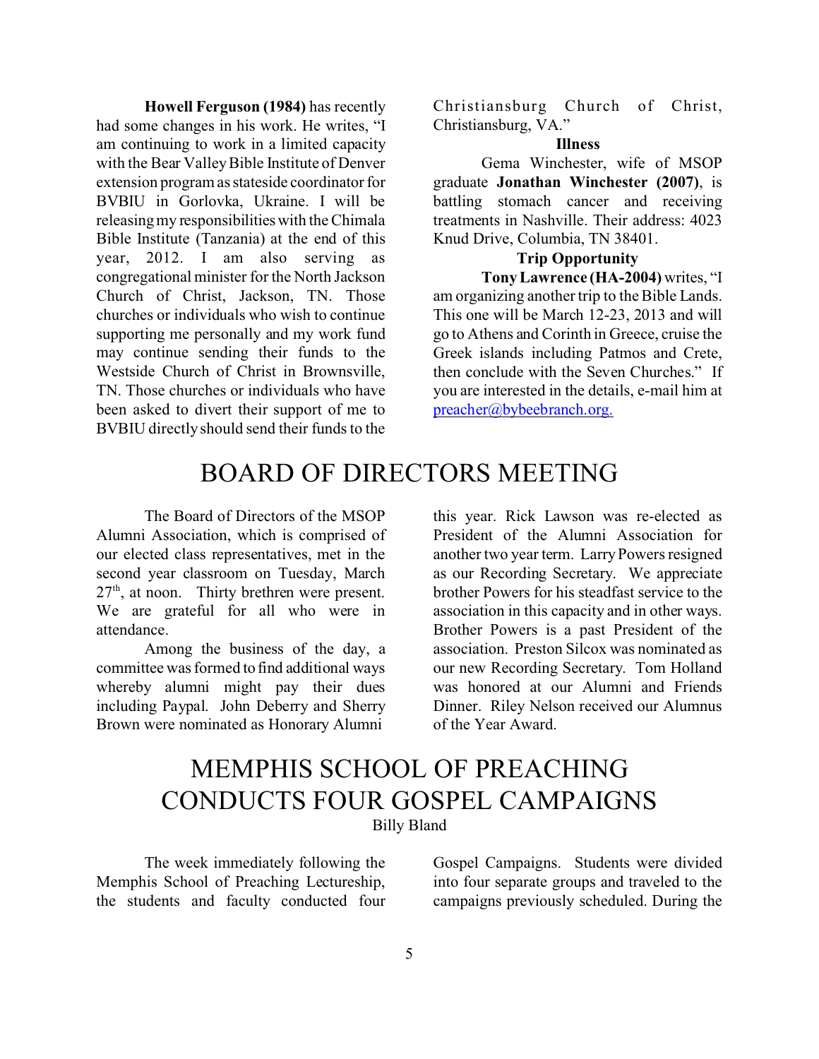**Howell Ferguson (1984)** has recently had some changes in his work. He writes, "I am continuing to work in a limited capacity with the Bear Valley Bible Institute of Denver extension program as stateside coordinator for BVBIU in Gorlovka, Ukraine. I will be releasing my responsibilities with the Chimala Bible Institute (Tanzania) at the end of this year, 2012. I am also serving as congregational minister for the North Jackson Church of Christ, Jackson, TN. Those churches or individuals who wish to continue supporting me personally and my work fund may continue sending their funds to the Westside Church of Christ in Brownsville, TN. Those churches or individuals who have been asked to divert their support of me to BVBIU directly should send their funds to the Christiansburg Church of Christ, Christiansburg, VA."

**Illness**

Gema Winchester, wife of MSOP graduate **Jonathan Winchester (2007)**, is battling stomach cancer and receiving treatments in Nashville. Their address: 4023 Knud Drive, Columbia, TN 38401.

**Trip Opportunity**

**Tony Lawrence (HA-2004)** writes, "I am organizing another trip to the Bible Lands. This one will be March 12-23, 2013 and will go to Athens and Corinth in Greece, cruise the Greek islands including Patmos and Crete, then conclude with the Seven Churches." If you are interested in the details, e-mail him at preacher@bybeebranch.org.

# BOARD OF DIRECTORS MEETING

The Board of Directors of the MSOP Alumni Association, which is comprised of our elected class representatives, met in the second year classroom on Tuesday, March 27th, at noon. Thirty brethren were present. We are grateful for all who were in attendance.

Among the business of the day, a committee was formed to find additional ways whereby alumni might pay their dues including Paypal. John Deberry and Sherry Brown were nominated as Honorary Alumni this year. Rick Lawson was re-elected as President of the Alumni Association for another two year term. Larry Powers resigned as our Recording Secretary. We appreciate brother Powers for his steadfast service to the association in this capacity and in other ways. Brother Powers is a past President of the association. Preston Silcox was nominated as our new Recording Secretary. Tom Holland was honored at our Alumni and Friends Dinner. Riley Nelson received our Alumnus of the Year Award.

# MEMPHIS SCHOOL OF PREACHING CONDUCTS FOUR GOSPEL CAMPAIGNS

Billy Bland

The week immediately following the Memphis School of Preaching Lectureship, the students and faculty conducted four Gospel Campaigns. Students were divided into four separate groups and traveled to the campaigns previously scheduled. During the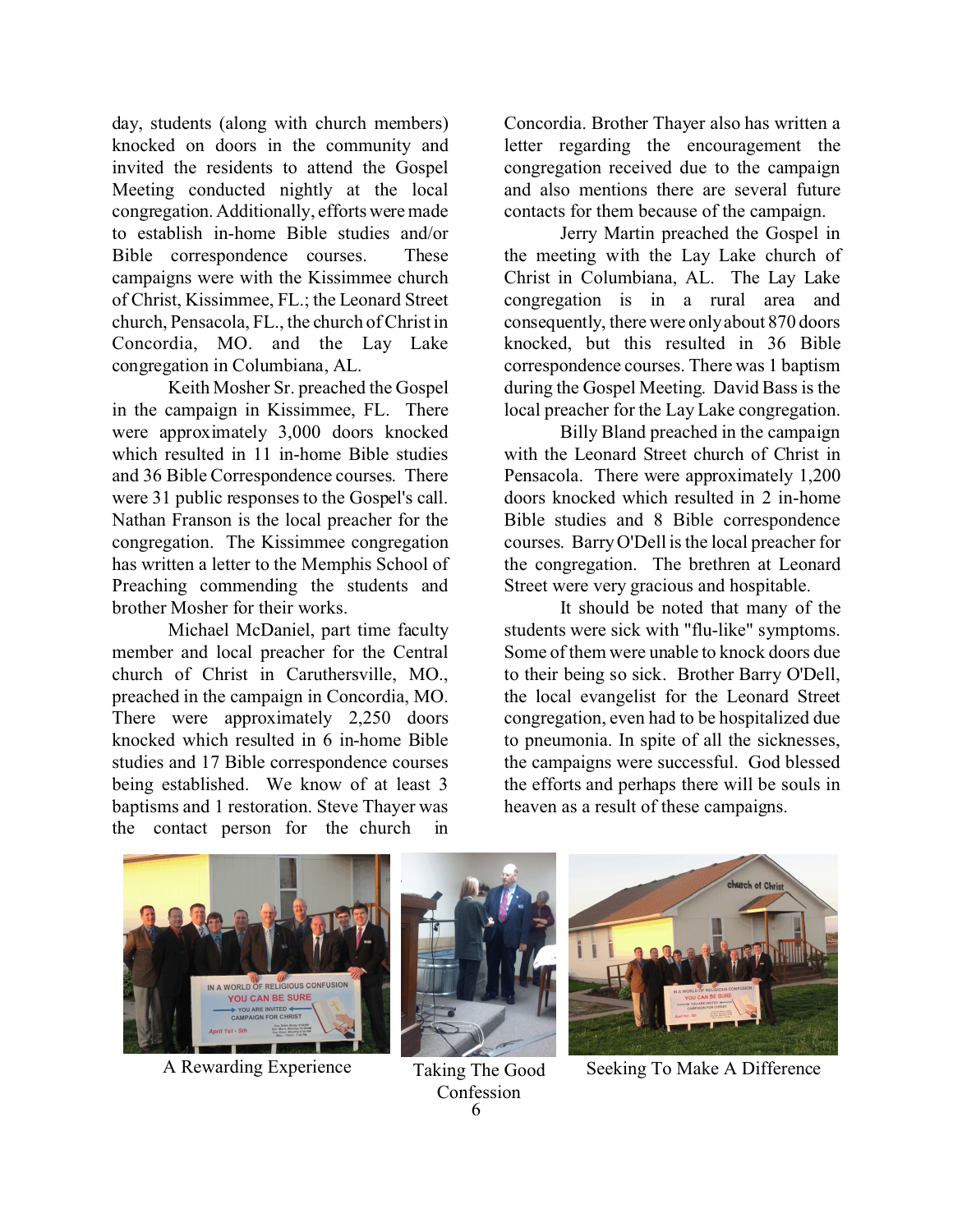day, students (along with church members) knocked on doors in the community and invited the residents to attend the Gospel Meeting conducted nightly at the local congregation. Additionally, efforts were made to establish in-home Bible studies and/or Bible correspondence courses. These campaigns were with the Kissimmee church of Christ, Kissimmee, FL.; the Leonard Street church, Pensacola, FL., the church of Christ in Concordia, MO. and the Lay Lake congregation in Columbiana, AL.

Keith Mosher Sr. preached the Gospel in the campaign in Kissimmee, FL. There were approximately 3,000 doors knocked which resulted in 11 in-home Bible studies and 36 Bible Correspondence courses. There were 31 public responses to the Gospel's call. Nathan Franson is the local preacher for the congregation. The Kissimmee congregation has written a letter to the Memphis School of Preaching commending the students and brother Mosher for their works.

Michael McDaniel, part time faculty member and local preacher for the Central church of Christ in Caruthersville, MO., preached in the campaign in Concordia, MO. There were approximately 2,250 doors knocked which resulted in 6 in-home Bible studies and 17 Bible correspondence courses being established. We know of at least 3 baptisms and 1 restoration. Steve Thayer was the contact person for the church in Concordia. Brother Thayer also has written a letter regarding the encouragement the congregation received due to the campaign and also mentions there are several future contacts for them because of the campaign.

Jerry Martin preached the Gospel in the meeting with the Lay Lake church of Christ in Columbiana, AL. The Lay Lake congregation is in a rural area and consequently, there were only about 870 doors knocked, but this resulted in 36 Bible correspondence courses. There was 1 baptism during the Gospel Meeting. David Bass is the local preacher for the Lay Lake congregation.

Billy Bland preached in the campaign with the Leonard Street church of Christ in Pensacola. There were approximately 1,200 doors knocked which resulted in 2 in-home Bible studies and 8 Bible correspondence courses. Barry O'Dell is the local preacher for the congregation. The brethren at Leonard Street were very gracious and hospitable.

It should be noted that many of the students were sick with "flu-like" symptoms. Some of them were unable to knock doors due to their being so sick. Brother Barry O'Dell, the local evangelist for the Leonard Street congregation, even had to be hospitalized due to pneumonia. In spite of all the sicknesses, the campaigns were successful. God blessed the efforts and perhaps there will be souls in heaven as a result of these campaigns.

A Rewarding Experience

Taking The Good Confession

Seeking To Make A Difference